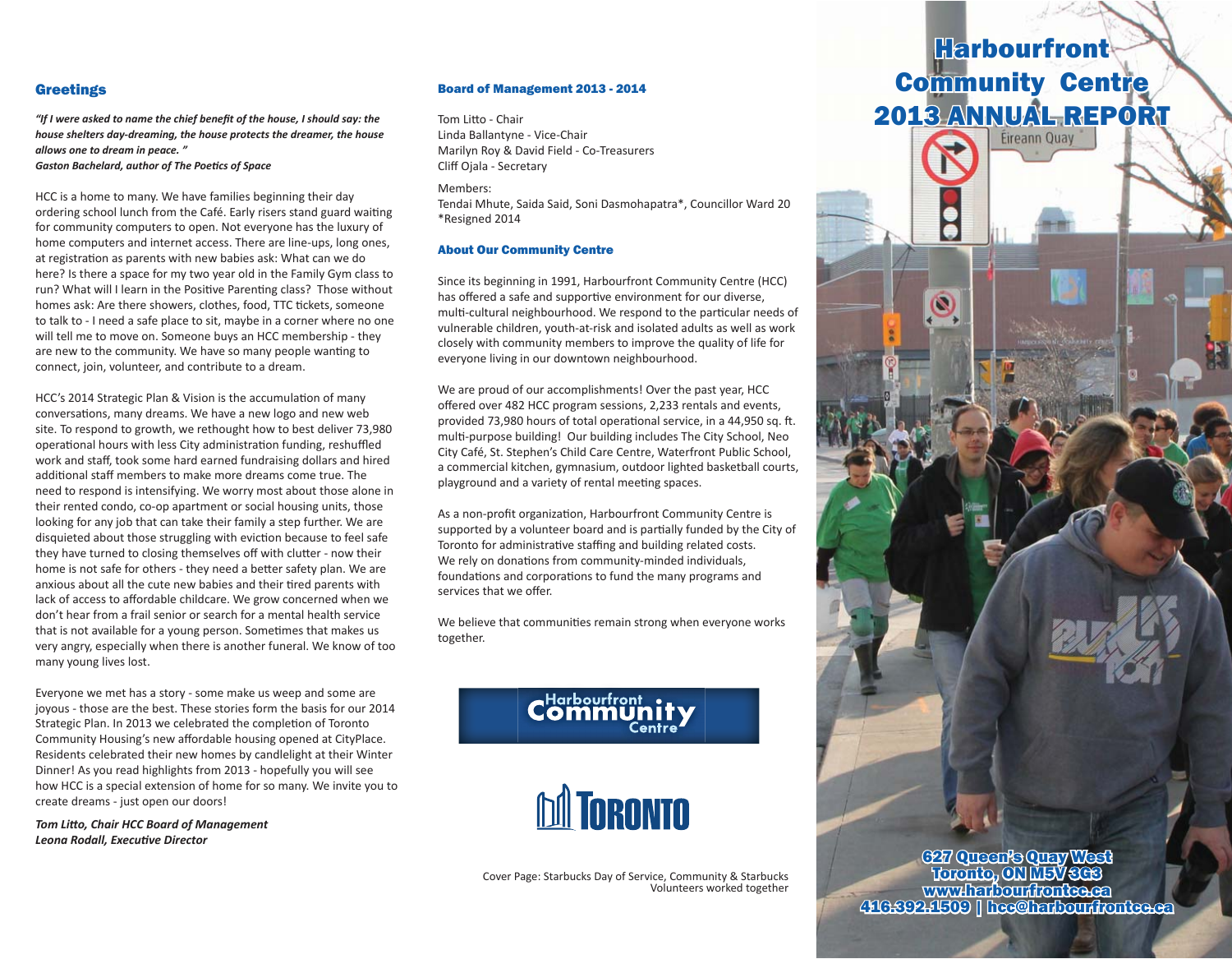## Greetings

***"If I were asked to name the chief benefit of the house, I should say: the house shelters day-dreaming, the house protects the dreamer, the house allows one to dream in peace. "***
***Gaston Bachelard, author of The Poetics of Space***

HCC is a home to many. We have families beginning their day ordering school lunch from the Café. Early risers stand guard waiting for community computers to open. Not everyone has the luxury of home computers and internet access. There are line-ups, long ones, at registration as parents with new babies ask: What can we do here? Is there a space for my two year old in the Family Gym class to run? What will I learn in the Positive Parenting class? Those without homes ask: Are there showers, clothes, food, TTC tickets, someone to talk to - I need a safe place to sit, maybe in a corner where no one will tell me to move on. Someone buys an HCC membership - they are new to the community. We have so many people wanting to connect, join, volunteer, and contribute to a dream.

HCC's 2014 Strategic Plan & Vision is the accumulation of many conversations, many dreams. We have a new logo and new web site. To respond to growth, we rethought how to best deliver 73,980 operational hours with less City administration funding, reshuffled work and staff, took some hard earned fundraising dollars and hired additional staff members to make more dreams come true. The need to respond is intensifying. We worry most about those alone in their rented condo, co-op apartment or social housing units, those looking for any job that can take their family a step further. We are disquieted about those struggling with eviction because to feel safe they have turned to closing themselves off with clutter - now their home is not safe for others - they need a better safety plan. We are anxious about all the cute new babies and their tired parents with lack of access to affordable childcare. We grow concerned when we don't hear from a frail senior or search for a mental health service that is not available for a young person. Sometimes that makes us very angry, especially when there is another funeral. We know of too many young lives lost.

Everyone we met has a story - some make us weep and some are joyous - those are the best. These stories form the basis for our 2014 Strategic Plan. In 2013 we celebrated the completion of Toronto Community Housing's new affordable housing opened at CityPlace. Residents celebrated their new homes by candlelight at their Winter Dinner! As you read highlights from 2013 - hopefully you will see how HCC is a special extension of home for so many. We invite you to create dreams - just open our doors!

***Tom Litto, Chair HCC Board of Management***
***Leona Rodall, Executive Director***

### Board of Management 2013 - 2014

Tom Litto - Chair
Linda Ballantyne - Vice-Chair
Marilyn Roy & David Field - Co-Treasurers
Cliff Ojala - Secretary

Members:
Tendai Mhute, Saida Said, Soni Dasmohapatra*, Councillor Ward 20
*Resigned 2014

### About Our Community Centre

Since its beginning in 1991, Harbourfront Community Centre (HCC) has offered a safe and supportive environment for our diverse, multi-cultural neighbourhood. We respond to the particular needs of vulnerable children, youth-at-risk and isolated adults as well as work closely with community members to improve the quality of life for everyone living in our downtown neighbourhood.

We are proud of our accomplishments! Over the past year, HCC offered over 482 HCC program sessions, 2,233 rentals and events, provided 73,980 hours of total operational service, in a 44,950 sq. ft. multi-purpose building! Our building includes The City School, Neo City Café, St. Stephen's Child Care Centre, Waterfront Public School, a commercial kitchen, gymnasium, outdoor lighted basketball courts, playground and a variety of rental meeting spaces.

As a non-profit organization, Harbourfront Community Centre is supported by a volunteer board and is partially funded by the City of Toronto for administrative staffing and building related costs. We rely on donations from community-minded individuals, foundations and corporations to fund the many programs and services that we offer.

We believe that communities remain strong when everyone works together.

Harbourfront Community Centre

Toronto

Cover Page: Starbucks Day of Service, Community & Starbucks Volunteers worked together

# Harbourfront Community Centre 2013 ANNUAL REPORT

627 Queen's Quay West
Toronto, ON M5V 3G3
www.harbourfrontcc.ca
416.392.1509 | hcc@harbourfrontcc.ca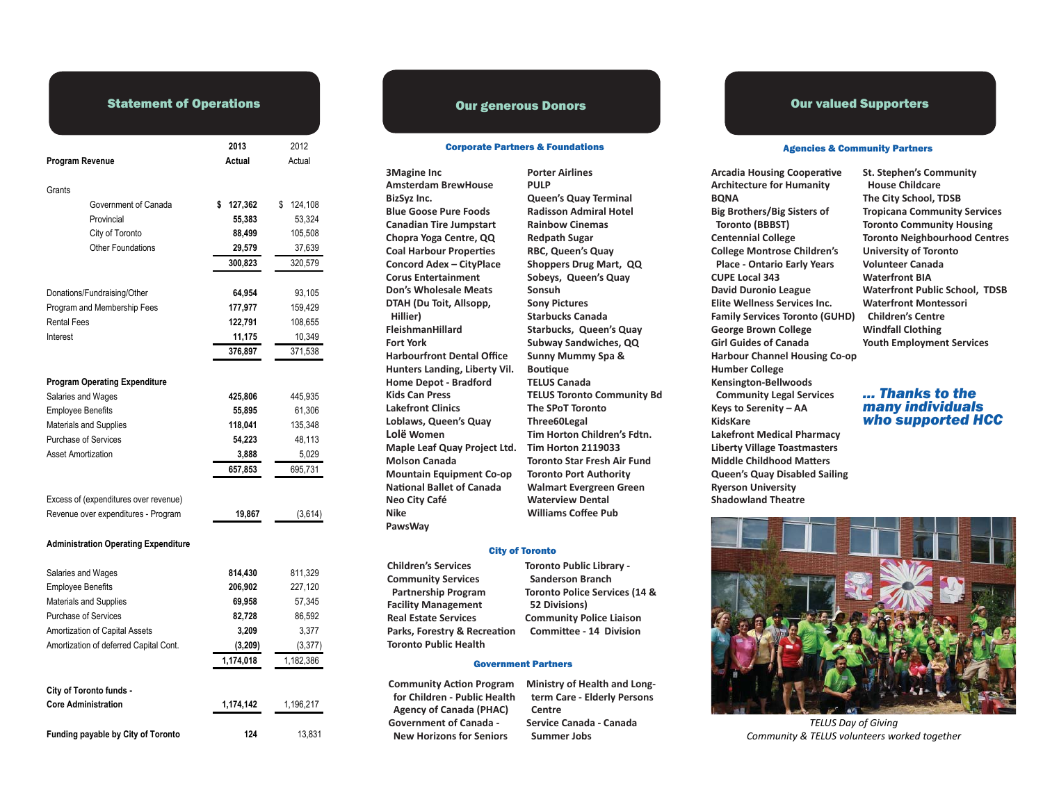## Statement of Operations

| | 2013 Actual | 2012 Actual |
|---|---|---|
| **Program Revenue** | | |
| Grants | | |
| Government of Canada | $ 127,362 | $ 124,108 |
| Provincial | 55,383 | 53,324 |
| City of Toronto | 88,499 | 105,508 |
| Other Foundations | 29,579 | 37,639 |
| | 300,823 | 320,579 |
| Donations/Fundraising/Other | 64,954 | 93,105 |
| Program and Membership Fees | 177,977 | 159,429 |
| Rental Fees | 122,791 | 108,655 |
| Interest | 11,175 | 10,349 |
| | 376,897 | 371,538 |
| **Program Operating Expenditure** | | |
| Salaries and Wages | 425,806 | 445,935 |
| Employee Benefits | 55,895 | 61,306 |
| Materials and Supplies | 118,041 | 135,348 |
| Purchase of Services | 54,223 | 48,113 |
| Asset Amortization | 3,888 | 5,029 |
| | 657,853 | 695,731 |
| Excess of (expenditures over revenue) | | |
| Revenue over expenditures - Program | 19,867 | (3,614) |
| **Administration Operating Expenditure** | | |
| Salaries and Wages | 814,430 | 811,329 |
| Employee Benefits | 206,902 | 227,120 |
| Materials and Supplies | 69,958 | 57,345 |
| Purchase of Services | 82,728 | 86,592 |
| Amortization of Capital Assets | 3,209 | 3,377 |
| Amortization of deferred Capital Cont. | (3,209) | (3,377) |
| | 1,174,018 | 1,182,386 |
| **City of Toronto funds - Core Administration** | 1,174,142 | 1,196,217 |
| **Funding payable by City of Toronto** | 124 | 13,831 |

## Our generous Donors

### Corporate Partners & Foundations

**3Magine Inc**
**Amsterdam BrewHouse**
**BizSyz Inc.**
**Blue Goose Pure Foods**
**Canadian Tire Jumpstart**
**Chopra Yoga Centre, QQ**
**Coal Harbour Properties**
**Concord Adex – CityPlace**
**Corus Entertainment**
**Don's Wholesale Meats**
**DTAH (Du Toit, Allsopp, Hillier)**
**FleishmanHillard**
**Fort York**
**Harbourfront Dental Office**
**Hunters Landing, Liberty Vil.**
**Home Depot - Bradford**
**Kids Can Press**
**Lakefront Clinics**
**Loblaws, Queen's Quay**
**Lolë Women**
**Maple Leaf Quay Project Ltd.**
**Molson Canada**
**Mountain Equipment Co-op**
**National Ballet of Canada**
**Neo City Café**
**Nike**
**PawsWay**
**Porter Airlines**
**PULP**
**Queen's Quay Terminal**
**Radisson Admiral Hotel**
**Rainbow Cinemas**
**Redpath Sugar**
**RBC, Queen's Quay**
**Shoppers Drug Mart, QQ**
**Sobeys, Queen's Quay**
**Sonsuh**
**Sony Pictures**
**Starbucks Canada**
**Starbucks, Queen's Quay**
**Subway Sandwiches, QQ**
**Sunny Mummy Spa & Boutique**
**TELUS Canada**
**TELUS Toronto Community Bd**
**The SPoT Toronto**
**Three60Legal**
**Tim Horton Children's Fdtn.**
**Tim Horton 2119033**
**Toronto Star Fresh Air Fund**
**Toronto Port Authority**
**Walmart Evergreen Green**
**Waterview Dental**
**Williams Coffee Pub**

### City of Toronto

**Children's Services**
**Community Services Partnership Program**
**Facility Management**
**Real Estate Services**
**Parks, Forestry & Recreation**
**Toronto Public Health**
**Toronto Public Library - Sanderson Branch**
**Toronto Police Services (14 & 52 Divisions)**
**Community Police Liaison Committee - 14 Division**

### Government Partners

**Community Action Program for Children - Public Health Agency of Canada (PHAC)**
**Government of Canada - New Horizons for Seniors**
**Ministry of Health and Long-term Care - Elderly Persons Centre**
**Service Canada - Canada Summer Jobs**

## Our valued Supporters

### Agencies & Community Partners

**Arcadia Housing Cooperative**
**Architecture for Humanity**
**BQNA**
**Big Brothers/Big Sisters of Toronto (BBBST)**
**Centennial College**
**College Montrose Children's Place - Ontario Early Years**
**CUPE Local 343**
**David Duronio League**
**Elite Wellness Services Inc.**
**Family Services Toronto (GUHD)**
**George Brown College**
**Girl Guides of Canada**
**Harbour Channel Housing Co-op**
**Humber College**
**Kensington-Bellwoods Community Legal Services**
**Keys to Serenity – AA**
**KidsKare**
**Lakefront Medical Pharmacy**
**Liberty Village Toastmasters**
**Middle Childhood Matters**
**Queen's Quay Disabled Sailing**
**Ryerson University**
**Shadowland Theatre**
**St. Stephen's Community House Childcare**
**The City School, TDSB**
**Tropicana Community Services**
**Toronto Community Housing**
**Toronto Neighbourhood Centres**
**University of Toronto**
**Volunteer Canada**
**Waterfront BIA**
**Waterfront Public School, TDSB**
**Waterfront Montessori Children's Centre**
**Windfall Clothing**
**Youth Employment Services**

***... Thanks to the many individuals who supported HCC***

*TELUS Day of Giving*
*Community & TELUS volunteers worked together*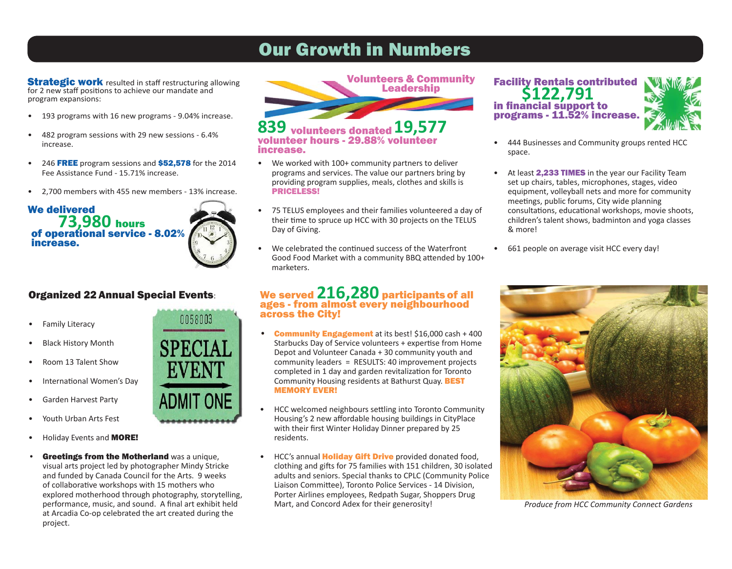# Our Growth in Numbers

**Strategic work** resulted in staff restructuring allowing for 2 new staff positions to achieve our mandate and program expansions:

- 193 programs with 16 new programs - 9.04% increase.
- 482 program sessions with 29 new sessions - 6.4% increase.
- 246 **FREE** program sessions and **$52,578** for the 2014 Fee Assistance Fund - 15.71% increase.
- 2,700 members with 455 new members - 13% increase.

**We delivered 73,980 hours of operational service - 8.02% increase.**

## Organized 22 Annual Special Events:

- Family Literacy
- Black History Month
- Room 13 Talent Show
- International Women's Day
- Garden Harvest Party
- Youth Urban Arts Fest
- Holiday Events and **MORE!**
- **Greetings from the Motherland** was a unique, visual arts project led by photographer Mindy Stricke and funded by Canada Council for the Arts. 9 weeks of collaborative workshops with 15 mothers who explored motherhood through photography, storytelling, performance, music, and sound. A final art exhibit held at Arcadia Co-op celebrated the art created during the project.

## Volunteers & Community Leadership

**839 volunteers donated 19,577 volunteer hours - 29.88% volunteer increase.**

- We worked with 100+ community partners to deliver programs and services. The value our partners bring by providing program supplies, meals, clothes and skills is **PRICELESS!**
- 75 TELUS employees and their families volunteered a day of their time to spruce up HCC with 30 projects on the TELUS Day of Giving.
- We celebrated the continued success of the Waterfront Good Food Market with a community BBQ attended by 100+ marketers.

**We served 216,280 participants of all ages - from almost every neighbourhood across the City!**

- **Community Engagement** at its best! $16,000 cash + 400 Starbucks Day of Service volunteers + expertise from Home Depot and Volunteer Canada + 30 community youth and community leaders = RESULTS: 40 improvement projects completed in 1 day and garden revitalization for Toronto Community Housing residents at Bathurst Quay. **BEST MEMORY EVER!**
- HCC welcomed neighbours settling into Toronto Community Housing's 2 new affordable housing buildings in CityPlace with their first Winter Holiday Dinner prepared by 25 residents.
- HCC's annual **Holiday Gift Drive** provided donated food, clothing and gifts for 75 families with 151 children, 30 isolated adults and seniors. Special thanks to CPLC (Community Police Liaison Committee), Toronto Police Services - 14 Division, Porter Airlines employees, Redpath Sugar, Shoppers Drug Mart, and Concord Adex for their generosity!

**Facility Rentals contributed $122,791 in financial support to programs - 11.52% increase.**

- 444 Businesses and Community groups rented HCC space.
- At least **2,233 TIMES** in the year our Facility Team set up chairs, tables, microphones, stages, video equipment, volleyball nets and more for community meetings, public forums, City wide planning consultations, educational workshops, movie shoots, children's talent shows, badminton and yoga classes & more!
- 661 people on average visit HCC every day!

*Produce from HCC Community Connect Gardens*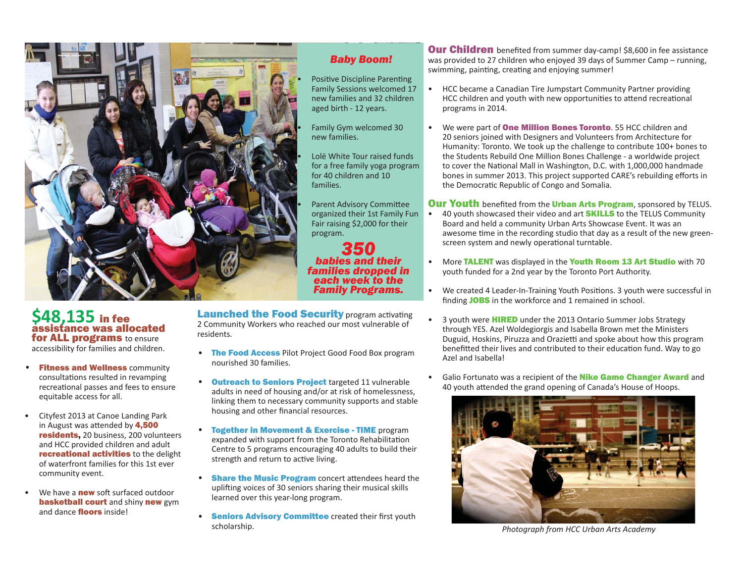### *Baby Boom!*

- Positive Discipline Parenting Family Sessions welcomed 17 new families and 32 children aged birth - 12 years.
- Family Gym welcomed 30 new families.
- Lolë White Tour raised funds for a free family yoga program for 40 children and 10 families.
- Parent Advisory Committee organized their 1st Family Fun Fair raising $2,000 for their program.

***350 babies and their families dropped in each week to the Family Programs.***

**$48,135 in fee assistance was allocated for ALL programs** to ensure accessibility for families and children.

- **Fitness and Wellness** community consultations resulted in revamping recreational passes and fees to ensure equitable access for all.
- Cityfest 2013 at Canoe Landing Park in August was attended by **4,500 residents,** 20 business, 200 volunteers and HCC provided children and adult **recreational activities** to the delight of waterfront families for this 1st ever community event.
- We have a **new** soft surfaced outdoor **basketball court** and shiny **new** gym and dance **floors** inside!

**Launched the Food Security** program activating 2 Community Workers who reached our most vulnerable of residents.

- **The Food Access** Pilot Project Good Food Box program nourished 30 families.
- **Outreach to Seniors Project** targeted 11 vulnerable adults in need of housing and/or at risk of homelessness, linking them to necessary community supports and stable housing and other financial resources.
- **Together in Movement & Exercise - TIME** program expanded with support from the Toronto Rehabilitation Centre to 5 programs encouraging 40 adults to build their strength and return to active living.
- **Share the Music Program** concert attendees heard the uplifting voices of 30 seniors sharing their musical skills learned over this year-long program.
- **Seniors Advisory Committee** created their first youth scholarship.

**Our Children** benefited from summer day-camp! $8,600 in fee assistance was provided to 27 children who enjoyed 39 days of Summer Camp – running, swimming, painting, creating and enjoying summer!

- HCC became a Canadian Tire Jumpstart Community Partner providing HCC children and youth with new opportunities to attend recreational programs in 2014.
- We were part of **One Million Bones Toronto**. 55 HCC children and 20 seniors joined with Designers and Volunteers from Architecture for Humanity: Toronto. We took up the challenge to contribute 100+ bones to the Students Rebuild One Million Bones Challenge - a worldwide project to cover the National Mall in Washington, D.C. with 1,000,000 handmade bones in summer 2013. This project supported CARE's rebuilding efforts in the Democratic Republic of Congo and Somalia.

**Our Youth** benefited from the **Urban Arts Program**, sponsored by TELUS.

- 40 youth showcased their video and art **SKILLS** to the TELUS Community Board and held a community Urban Arts Showcase Event. It was an awesome time in the recording studio that day as a result of the new green-screen system and newly operational turntable.
- More **TALENT** was displayed in the **Youth Room 13 Art Studio** with 70 youth funded for a 2nd year by the Toronto Port Authority.
- We created 4 Leader-In-Training Youth Positions. 3 youth were successful in finding **JOBS** in the workforce and 1 remained in school.
- 3 youth were **HIRED** under the 2013 Ontario Summer Jobs Strategy through YES. Azel Woldegiorgis and Isabella Brown met the Ministers Duguid, Hoskins, Piruzza and Orazietti and spoke about how this program benefitted their lives and contributed to their education fund. Way to go Azel and Isabella!
- Galio Fortunato was a recipient of the **Nike Game Changer Award** and 40 youth attended the grand opening of Canada's House of Hoops.

*Photograph from HCC Urban Arts Academy*